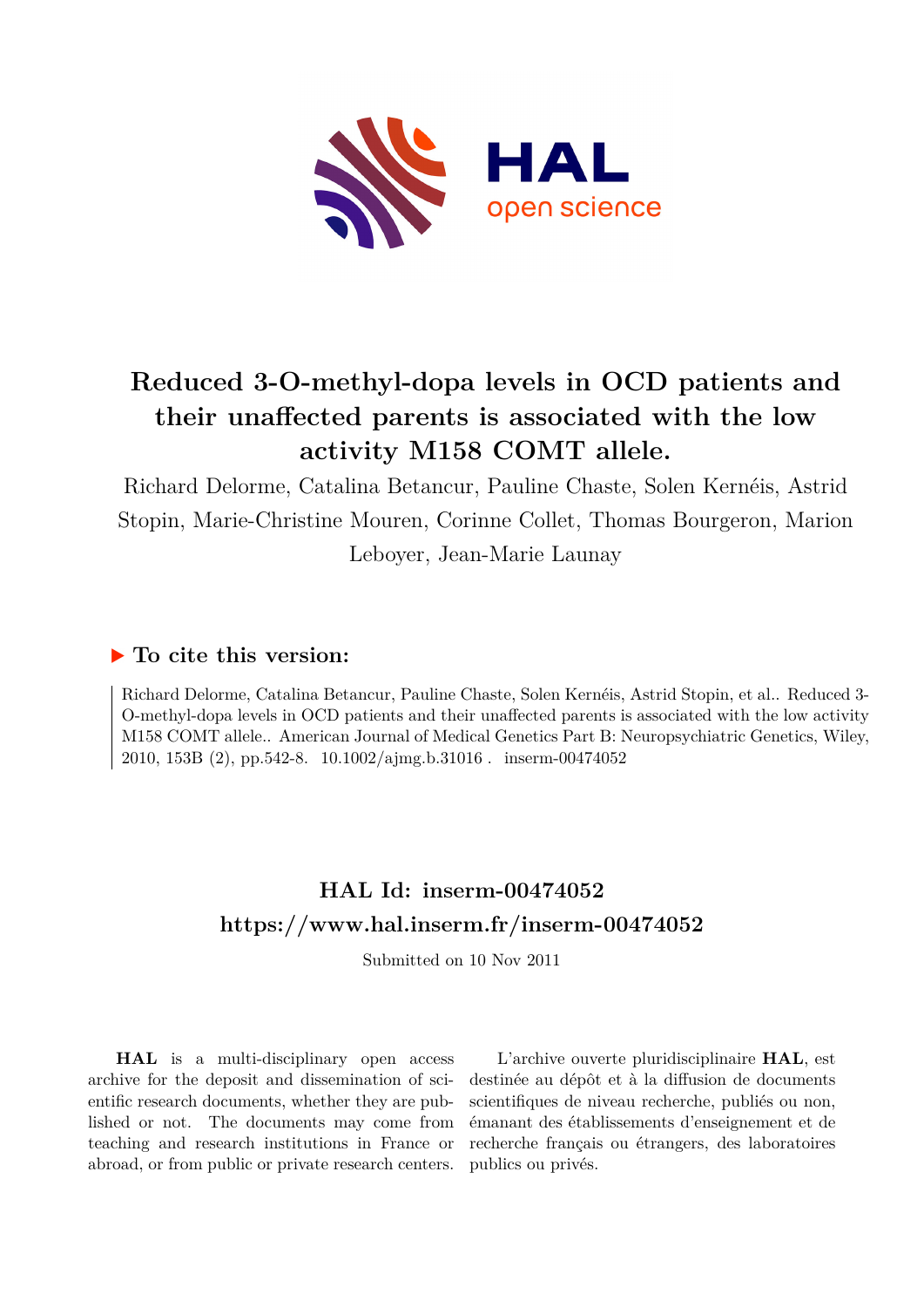# Reduced 3-O-methyl-dopa levels in OCD patients and their unaffected parents is associated with the low activity M158 COMT allele.

Richard Delorme, Catalina Betancur, Pauline Chaste, Solen Kernéis, Astrid Stopin, Marie-Christine Mouren, Corinne Collet, Thomas Bourgeron, Marion Leboyer, Jean-Marie Launay

## ▶ To cite this version:

Richard Delorme, Catalina Betancur, Pauline Chaste, Solen Kernéis, Astrid Stopin, et al.. Reduced 3-O-methyl-dopa levels in OCD patients and their unaffected parents is associated with the low activity M158 COMT allele.. American Journal of Medical Genetics Part B: Neuropsychiatric Genetics, Wiley, 2010, 153B (2), pp.542-8. 10.1002/ajmg.b.31016 . inserm-00474052

## HAL Id: inserm-00474052
## https://www.hal.inserm.fr/inserm-00474052

Submitted on 10 Nov 2011

**HAL** is a multi-disciplinary open access archive for the deposit and dissemination of scientific research documents, whether they are published or not. The documents may come from teaching and research institutions in France or abroad, or from public or private research centers.

L'archive ouverte pluridisciplinaire **HAL**, est destinée au dépôt et à la diffusion de documents scientifiques de niveau recherche, publiés ou non, émanant des établissements d'enseignement et de recherche français ou étrangers, des laboratoires publics ou privés.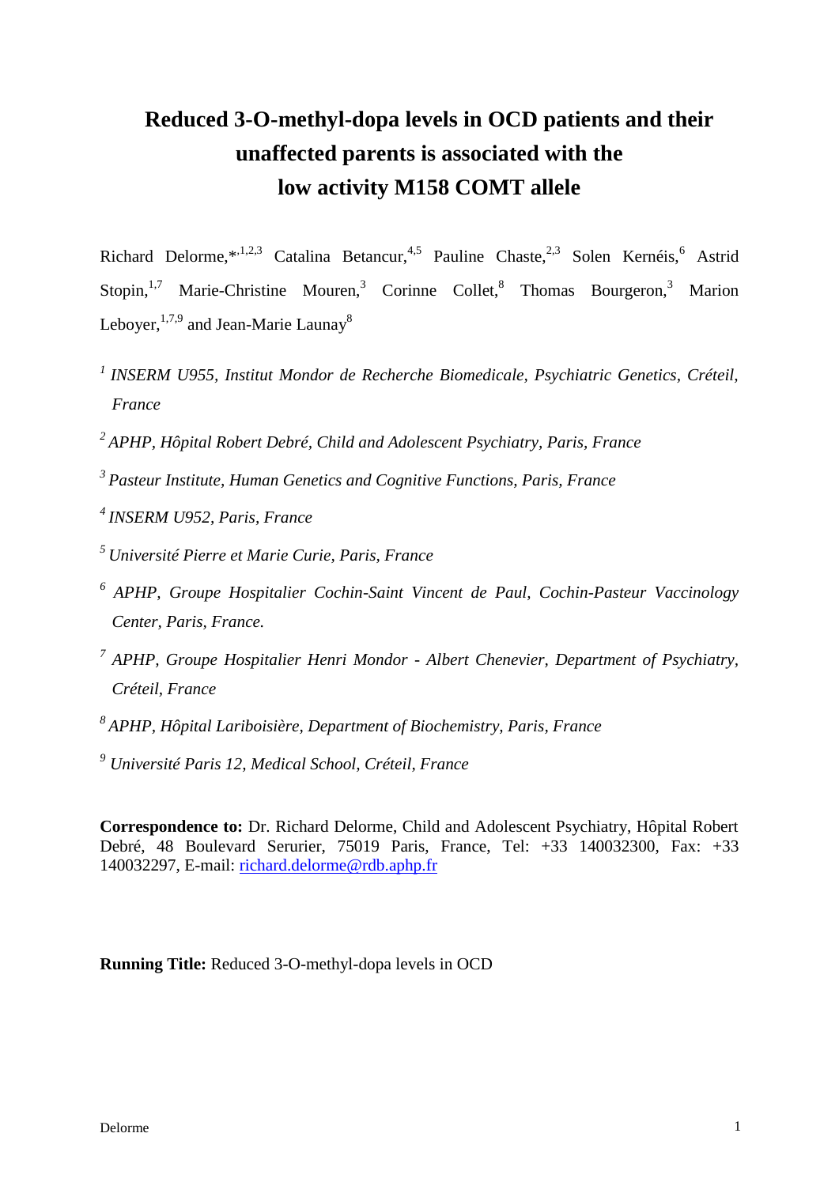# Reduced 3-O-methyl-dopa levels in OCD patients and their unaffected parents is associated with the low activity M158 COMT allele

Richard Delorme,*[,1,2,3] Catalina Betancur,[4,5] Pauline Chaste,[2,3] Solen Kernéis,[6] Astrid Stopin,[1,7] Marie-Christine Mouren,[3] Corinne Collet,[8] Thomas Bourgeron,[3] Marion Leboyer,[1,7,9] and Jean-Marie Launay[8]

[1] *INSERM U955, Institut Mondor de Recherche Biomedicale, Psychiatric Genetics, Créteil, France*

[2] *APHP, Hôpital Robert Debré, Child and Adolescent Psychiatry, Paris, France*

[3] *Pasteur Institute, Human Genetics and Cognitive Functions, Paris, France*

[4] *INSERM U952, Paris, France*

[5] *Université Pierre et Marie Curie, Paris, France*

[6] *APHP, Groupe Hospitalier Cochin-Saint Vincent de Paul, Cochin-Pasteur Vaccinology Center, Paris, France.*

[7] *APHP, Groupe Hospitalier Henri Mondor - Albert Chenevier, Department of Psychiatry, Créteil, France*

[8] *APHP, Hôpital Lariboisière, Department of Biochemistry, Paris, France*

[9] *Université Paris 12, Medical School, Créteil, France*

**Correspondence to:** Dr. Richard Delorme, Child and Adolescent Psychiatry, Hôpital Robert Debré, 48 Boulevard Serurier, 75019 Paris, France, Tel: +33 140032300, Fax: +33 140032297, E-mail: richard.delorme@rdb.aphp.fr

**Running Title:** Reduced 3-O-methyl-dopa levels in OCD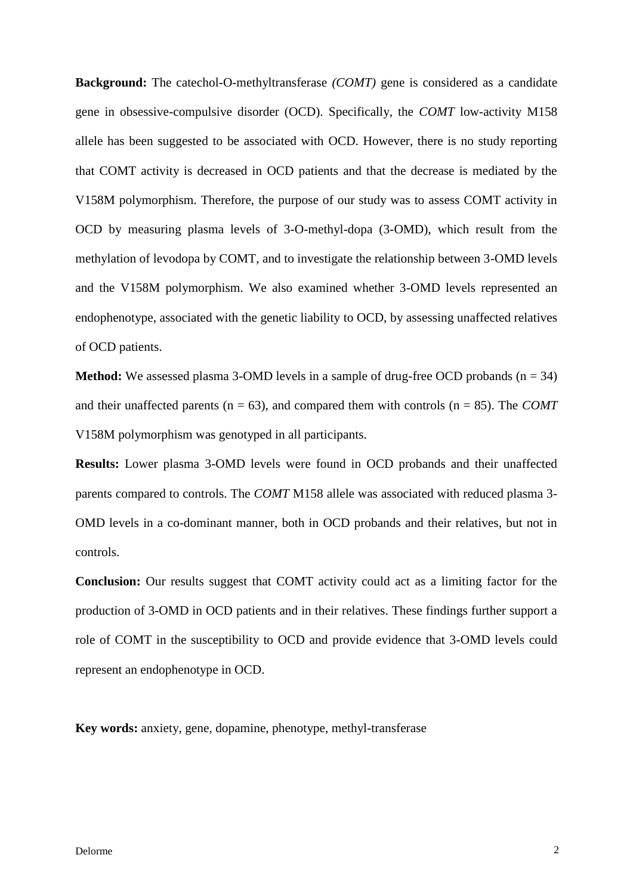**Background:** The catechol-O-methyltransferase *(COMT)* gene is considered as a candidate gene in obsessive-compulsive disorder (OCD). Specifically, the *COMT* low-activity M158 allele has been suggested to be associated with OCD. However, there is no study reporting that COMT activity is decreased in OCD patients and that the decrease is mediated by the V158M polymorphism. Therefore, the purpose of our study was to assess COMT activity in OCD by measuring plasma levels of 3-O-methyl-dopa (3-OMD), which result from the methylation of levodopa by COMT, and to investigate the relationship between 3-OMD levels and the V158M polymorphism. We also examined whether 3-OMD levels represented an endophenotype, associated with the genetic liability to OCD, by assessing unaffected relatives of OCD patients.

**Method:** We assessed plasma 3-OMD levels in a sample of drug-free OCD probands (n = 34) and their unaffected parents (n = 63), and compared them with controls (n = 85). The *COMT* V158M polymorphism was genotyped in all participants.

**Results:** Lower plasma 3-OMD levels were found in OCD probands and their unaffected parents compared to controls. The *COMT* M158 allele was associated with reduced plasma 3-OMD levels in a co-dominant manner, both in OCD probands and their relatives, but not in controls.

**Conclusion:** Our results suggest that COMT activity could act as a limiting factor for the production of 3-OMD in OCD patients and in their relatives. These findings further support a role of COMT in the susceptibility to OCD and provide evidence that 3-OMD levels could represent an endophenotype in OCD.

**Key words:** anxiety, gene, dopamine, phenotype, methyl-transferase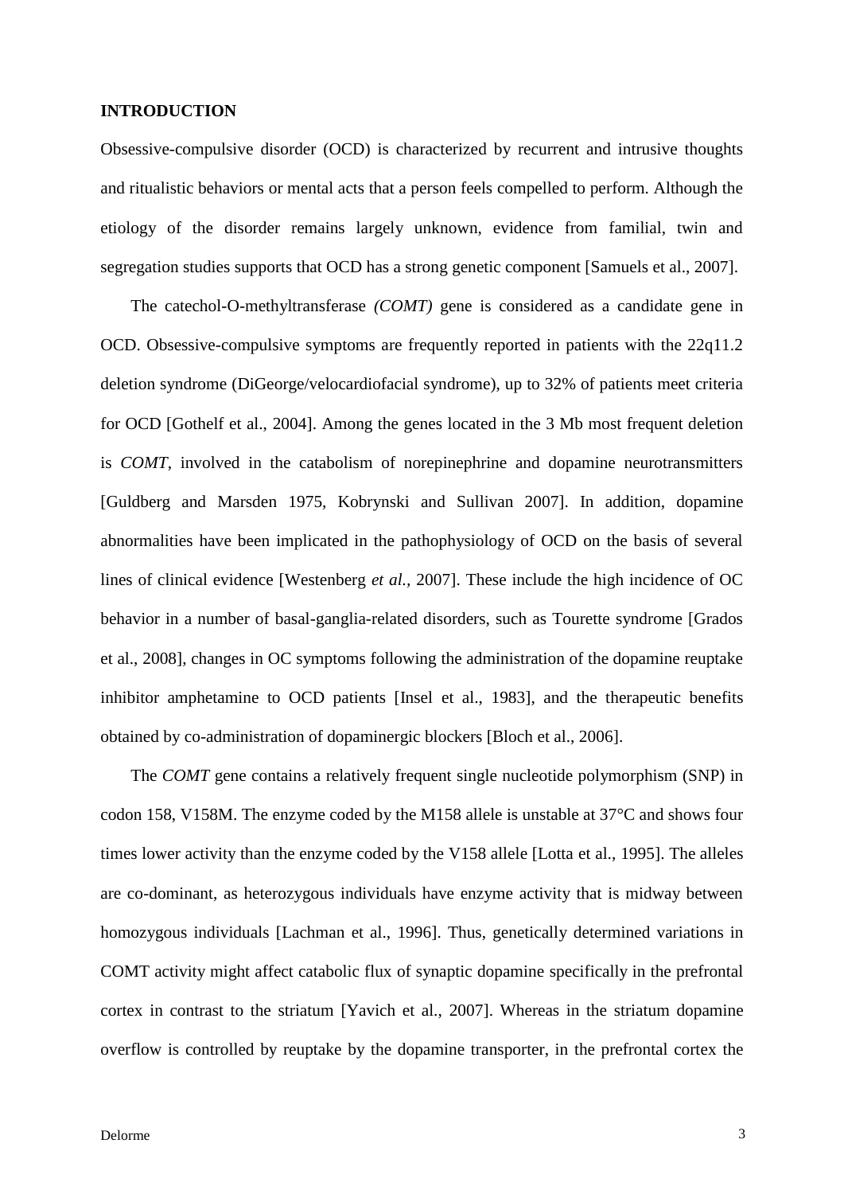## INTRODUCTION

Obsessive-compulsive disorder (OCD) is characterized by recurrent and intrusive thoughts and ritualistic behaviors or mental acts that a person feels compelled to perform. Although the etiology of the disorder remains largely unknown, evidence from familial, twin and segregation studies supports that OCD has a strong genetic component [Samuels et al., 2007].

The catechol-O-methyltransferase *(COMT)* gene is considered as a candidate gene in OCD. Obsessive-compulsive symptoms are frequently reported in patients with the 22q11.2 deletion syndrome (DiGeorge/velocardiofacial syndrome), up to 32% of patients meet criteria for OCD [Gothelf et al., 2004]. Among the genes located in the 3 Mb most frequent deletion is *COMT*, involved in the catabolism of norepinephrine and dopamine neurotransmitters [Guldberg and Marsden 1975, Kobrynski and Sullivan 2007]. In addition, dopamine abnormalities have been implicated in the pathophysiology of OCD on the basis of several lines of clinical evidence [Westenberg *et al.,* 2007]. These include the high incidence of OC behavior in a number of basal-ganglia-related disorders, such as Tourette syndrome [Grados et al., 2008], changes in OC symptoms following the administration of the dopamine reuptake inhibitor amphetamine to OCD patients [Insel et al., 1983], and the therapeutic benefits obtained by co-administration of dopaminergic blockers [Bloch et al., 2006].

The *COMT* gene contains a relatively frequent single nucleotide polymorphism (SNP) in codon 158, V158M. The enzyme coded by the M158 allele is unstable at 37°C and shows four times lower activity than the enzyme coded by the V158 allele [Lotta et al., 1995]. The alleles are co-dominant, as heterozygous individuals have enzyme activity that is midway between homozygous individuals [Lachman et al., 1996]. Thus, genetically determined variations in COMT activity might affect catabolic flux of synaptic dopamine specifically in the prefrontal cortex in contrast to the striatum [Yavich et al., 2007]. Whereas in the striatum dopamine overflow is controlled by reuptake by the dopamine transporter, in the prefrontal cortex the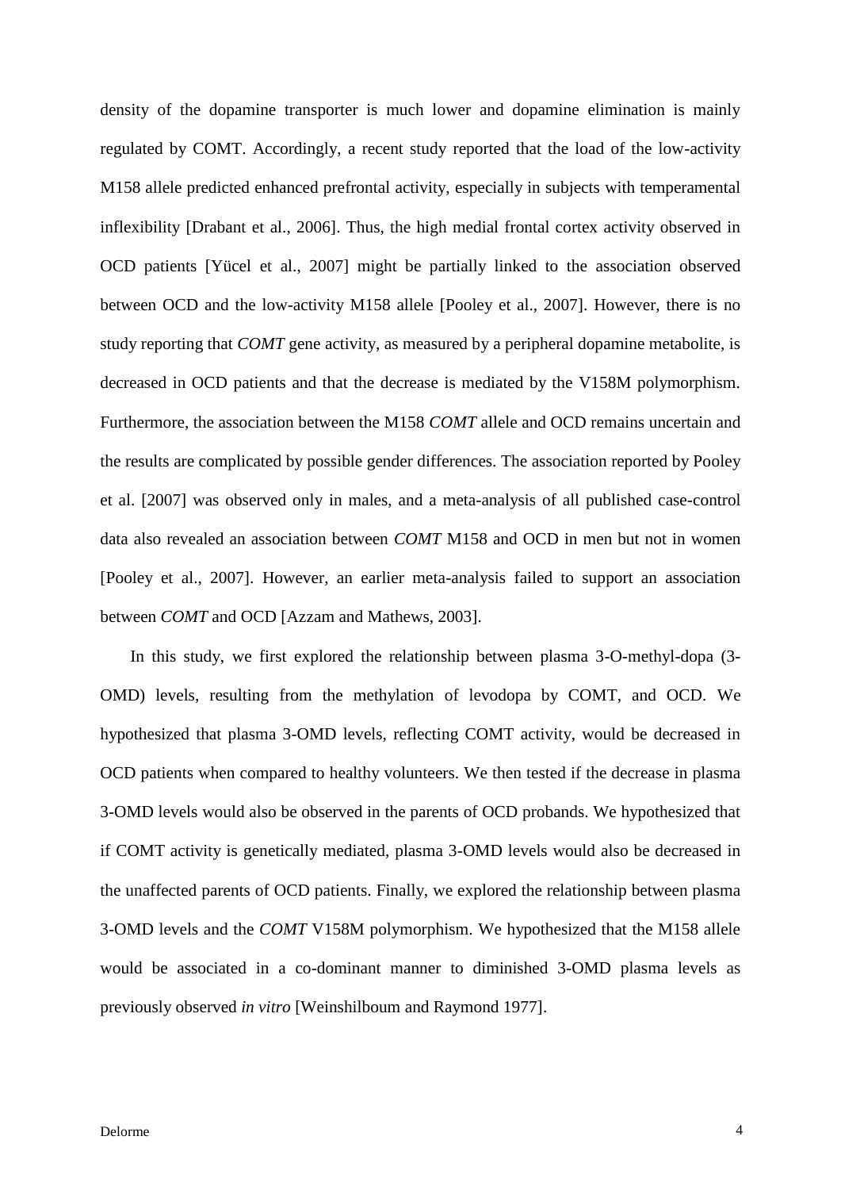density of the dopamine transporter is much lower and dopamine elimination is mainly regulated by COMT. Accordingly, a recent study reported that the load of the low-activity M158 allele predicted enhanced prefrontal activity, especially in subjects with temperamental inflexibility [Drabant et al., 2006]. Thus, the high medial frontal cortex activity observed in OCD patients [Yücel et al., 2007] might be partially linked to the association observed between OCD and the low-activity M158 allele [Pooley et al., 2007]. However, there is no study reporting that *COMT* gene activity, as measured by a peripheral dopamine metabolite, is decreased in OCD patients and that the decrease is mediated by the V158M polymorphism. Furthermore, the association between the M158 *COMT* allele and OCD remains uncertain and the results are complicated by possible gender differences. The association reported by Pooley et al. [2007] was observed only in males, and a meta-analysis of all published case-control data also revealed an association between *COMT* M158 and OCD in men but not in women [Pooley et al., 2007]. However, an earlier meta-analysis failed to support an association between *COMT* and OCD [Azzam and Mathews, 2003].

In this study, we first explored the relationship between plasma 3-O-methyl-dopa (3-OMD) levels, resulting from the methylation of levodopa by COMT, and OCD. We hypothesized that plasma 3-OMD levels, reflecting COMT activity, would be decreased in OCD patients when compared to healthy volunteers. We then tested if the decrease in plasma 3-OMD levels would also be observed in the parents of OCD probands. We hypothesized that if COMT activity is genetically mediated, plasma 3-OMD levels would also be decreased in the unaffected parents of OCD patients. Finally, we explored the relationship between plasma 3-OMD levels and the *COMT* V158M polymorphism. We hypothesized that the M158 allele would be associated in a co-dominant manner to diminished 3-OMD plasma levels as previously observed *in vitro* [Weinshilboum and Raymond 1977].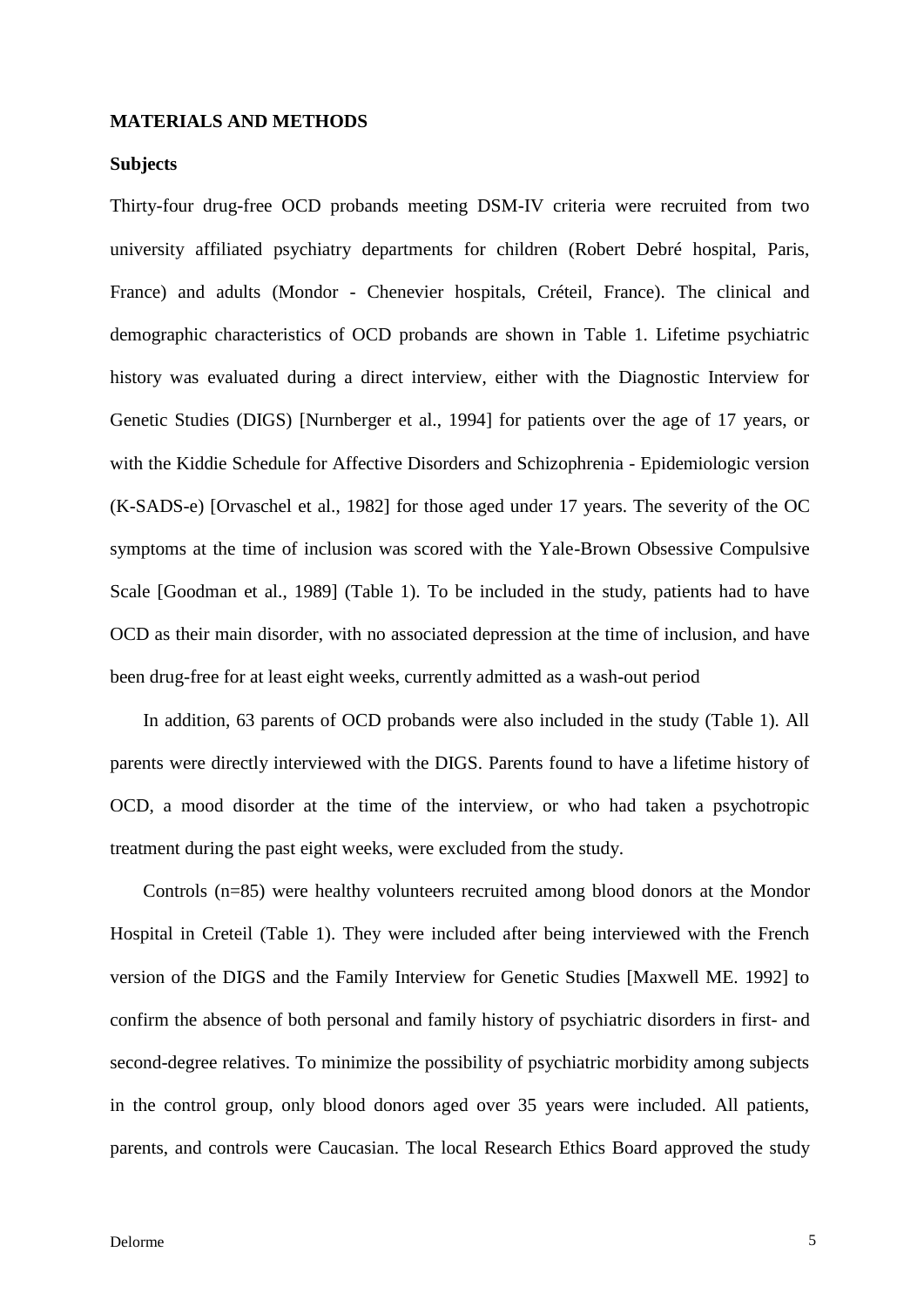## MATERIALS AND METHODS

### Subjects

Thirty-four drug-free OCD probands meeting DSM-IV criteria were recruited from two university affiliated psychiatry departments for children (Robert Debré hospital, Paris, France) and adults (Mondor - Chenevier hospitals, Créteil, France). The clinical and demographic characteristics of OCD probands are shown in Table 1. Lifetime psychiatric history was evaluated during a direct interview, either with the Diagnostic Interview for Genetic Studies (DIGS) [Nurnberger et al., 1994] for patients over the age of 17 years, or with the Kiddie Schedule for Affective Disorders and Schizophrenia - Epidemiologic version (K-SADS-e) [Orvaschel et al., 1982] for those aged under 17 years. The severity of the OC symptoms at the time of inclusion was scored with the Yale-Brown Obsessive Compulsive Scale [Goodman et al., 1989] (Table 1). To be included in the study, patients had to have OCD as their main disorder, with no associated depression at the time of inclusion, and have been drug-free for at least eight weeks, currently admitted as a wash-out period

In addition, 63 parents of OCD probands were also included in the study (Table 1). All parents were directly interviewed with the DIGS. Parents found to have a lifetime history of OCD, a mood disorder at the time of the interview, or who had taken a psychotropic treatment during the past eight weeks, were excluded from the study.

Controls (n=85) were healthy volunteers recruited among blood donors at the Mondor Hospital in Creteil (Table 1). They were included after being interviewed with the French version of the DIGS and the Family Interview for Genetic Studies [Maxwell ME. 1992] to confirm the absence of both personal and family history of psychiatric disorders in first- and second-degree relatives. To minimize the possibility of psychiatric morbidity among subjects in the control group, only blood donors aged over 35 years were included. All patients, parents, and controls were Caucasian. The local Research Ethics Board approved the study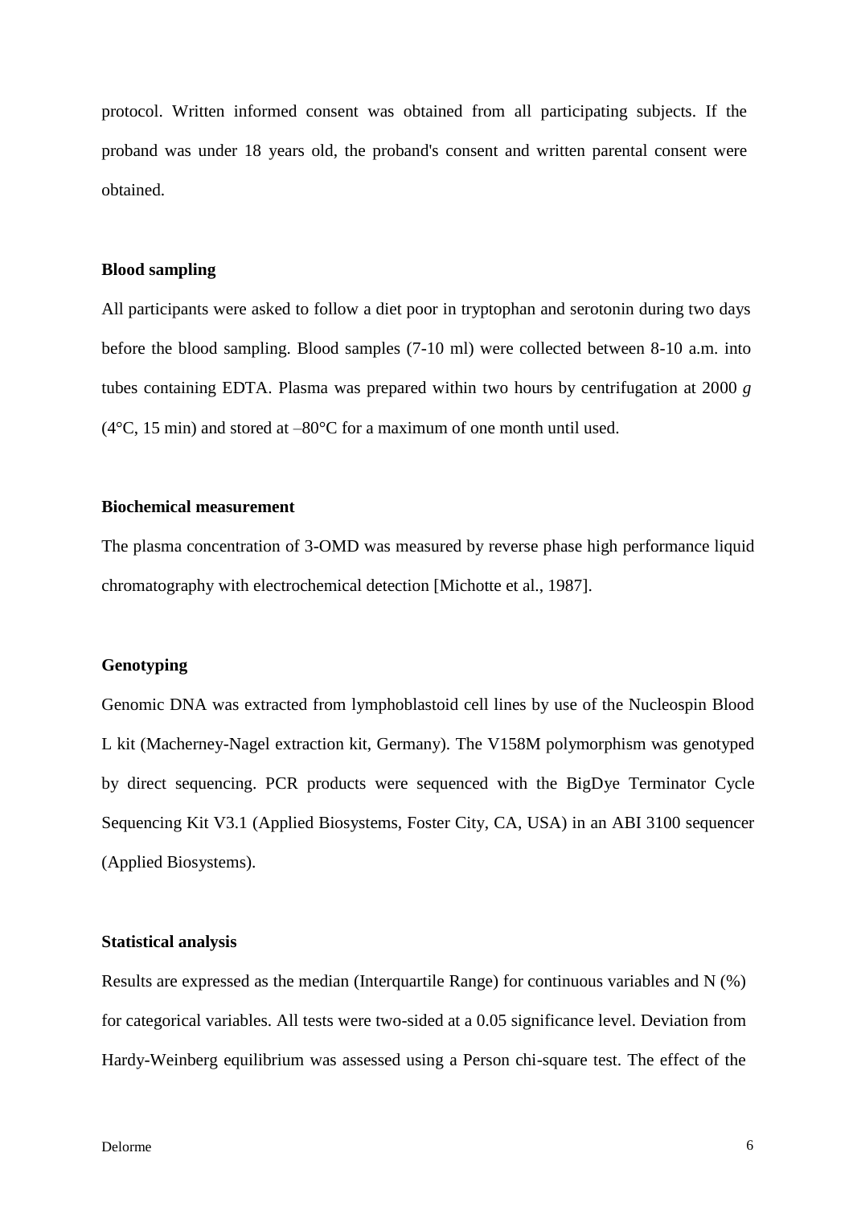protocol. Written informed consent was obtained from all participating subjects. If the proband was under 18 years old, the proband's consent and written parental consent were obtained.

**Blood sampling**

All participants were asked to follow a diet poor in tryptophan and serotonin during two days before the blood sampling. Blood samples (7-10 ml) were collected between 8-10 a.m. into tubes containing EDTA. Plasma was prepared within two hours by centrifugation at 2000 *g* (4°C, 15 min) and stored at –80°C for a maximum of one month until used.

**Biochemical measurement**

The plasma concentration of 3-OMD was measured by reverse phase high performance liquid chromatography with electrochemical detection [Michotte et al., 1987].

**Genotyping**

Genomic DNA was extracted from lymphoblastoid cell lines by use of the Nucleospin Blood L kit (Macherney-Nagel extraction kit, Germany). The V158M polymorphism was genotyped by direct sequencing. PCR products were sequenced with the BigDye Terminator Cycle Sequencing Kit V3.1 (Applied Biosystems, Foster City, CA, USA) in an ABI 3100 sequencer (Applied Biosystems).

**Statistical analysis**

Results are expressed as the median (Interquartile Range) for continuous variables and N (%) for categorical variables. All tests were two-sided at a 0.05 significance level. Deviation from Hardy-Weinberg equilibrium was assessed using a Person chi-square test. The effect of the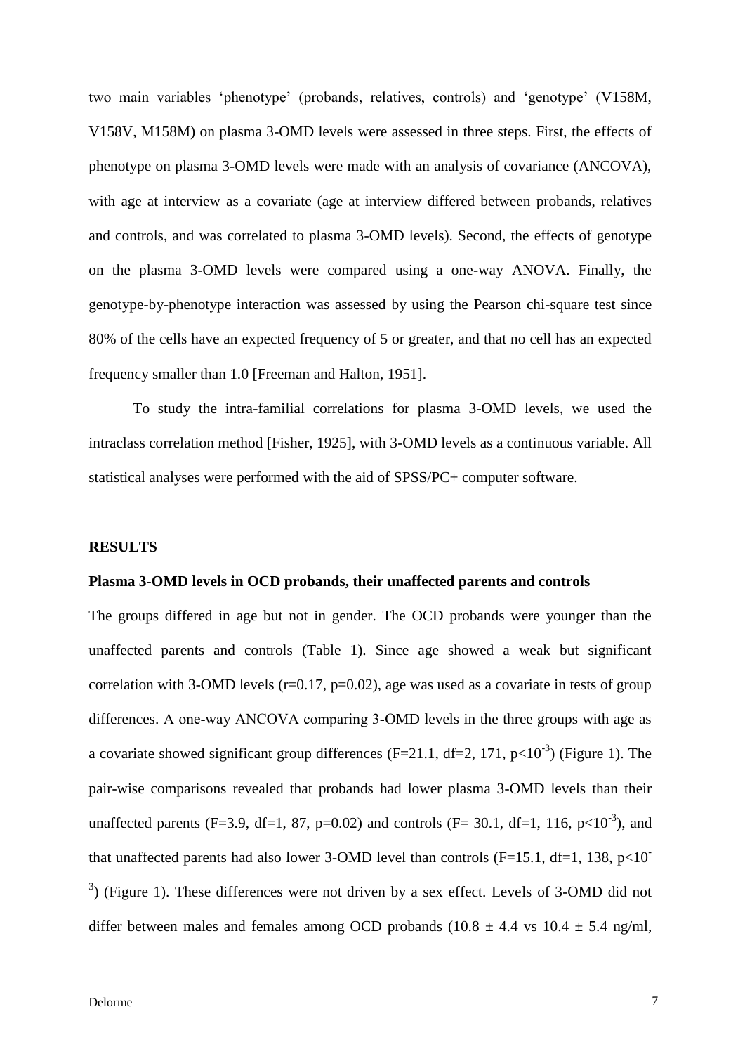two main variables 'phenotype' (probands, relatives, controls) and 'genotype' (V158M, V158V, M158M) on plasma 3-OMD levels were assessed in three steps. First, the effects of phenotype on plasma 3-OMD levels were made with an analysis of covariance (ANCOVA), with age at interview as a covariate (age at interview differed between probands, relatives and controls, and was correlated to plasma 3-OMD levels). Second, the effects of genotype on the plasma 3-OMD levels were compared using a one-way ANOVA. Finally, the genotype-by-phenotype interaction was assessed by using the Pearson chi-square test since 80% of the cells have an expected frequency of 5 or greater, and that no cell has an expected frequency smaller than 1.0 [Freeman and Halton, 1951].

To study the intra-familial correlations for plasma 3-OMD levels, we used the intraclass correlation method [Fisher, 1925], with 3-OMD levels as a continuous variable. All statistical analyses were performed with the aid of SPSS/PC+ computer software.

## RESULTS

### Plasma 3-OMD levels in OCD probands, their unaffected parents and controls

The groups differed in age but not in gender. The OCD probands were younger than the unaffected parents and controls (Table 1). Since age showed a weak but significant correlation with 3-OMD levels ($r=0.17$, $p=0.02$), age was used as a covariate in tests of group differences. A one-way ANCOVA comparing 3-OMD levels in the three groups with age as a covariate showed significant group differences ($F=21.1$, df=2, 171, $p<10^{-3}$) (Figure 1). The pair-wise comparisons revealed that probands had lower plasma 3-OMD levels than their unaffected parents ($F=3.9$, df=1, 87, $p=0.02$) and controls ($F= 30.1$, df=1, 116, $p<10^{-3}$), and that unaffected parents had also lower 3-OMD level than controls ($F=15.1$, df=1, 138, $p<10^{-3}$) (Figure 1). These differences were not driven by a sex effect. Levels of 3-OMD did not differ between males and females among OCD probands ($10.8 \pm 4.4$ vs $10.4 \pm 5.4$ ng/ml,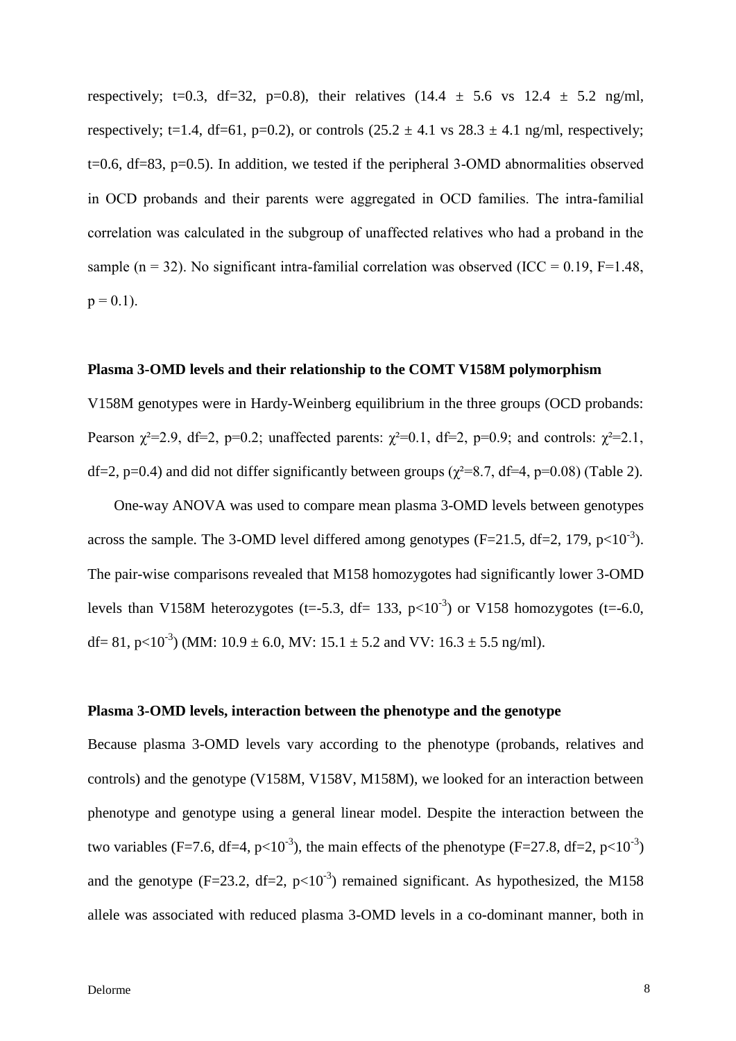respectively; $t=0.3$, $df=32$, $p=0.8$), their relatives ($14.4 \pm 5.6$ vs $12.4 \pm 5.2$ ng/ml, respectively; $t=1.4$, $df=61$, $p=0.2$), or controls ($25.2 \pm 4.1$ vs $28.3 \pm 4.1$ ng/ml, respectively; $t=0.6$, $df=83$, $p=0.5$). In addition, we tested if the peripheral 3-OMD abnormalities observed in OCD probands and their parents were aggregated in OCD families. The intra-familial correlation was calculated in the subgroup of unaffected relatives who had a proband in the sample ($n = 32$). No significant intra-familial correlation was observed ($ICC = 0.19$, $F=1.48$, $p = 0.1$).

### Plasma 3-OMD levels and their relationship to the COMT V158M polymorphism

V158M genotypes were in Hardy-Weinberg equilibrium in the three groups (OCD probands: Pearson $\chi^2=2.9$, $df=2$, $p=0.2$; unaffected parents: $\chi^2=0.1$, $df=2$, $p=0.9$; and controls: $\chi^2=2.1$, $df=2$, $p=0.4$) and did not differ significantly between groups ($\chi^2=8.7$, $df=4$, $p=0.08$) (Table 2).

One-way ANOVA was used to compare mean plasma 3-OMD levels between genotypes across the sample. The 3-OMD level differed among genotypes ($F=21.5$, $df=2, 179$, $p<10^{-3}$). The pair-wise comparisons revealed that M158 homozygotes had significantly lower 3-OMD levels than V158M heterozygotes ($t=-5.3$, $df= 133$, $p<10^{-3}$) or V158 homozygotes ($t=-6.0$, $df= 81$, $p<10^{-3}$) (MM: $10.9 \pm 6.0$, MV: $15.1 \pm 5.2$ and VV: $16.3 \pm 5.5$ ng/ml).

### Plasma 3-OMD levels, interaction between the phenotype and the genotype

Because plasma 3-OMD levels vary according to the phenotype (probands, relatives and controls) and the genotype (V158M, V158V, M158M), we looked for an interaction between phenotype and genotype using a general linear model. Despite the interaction between the two variables ($F=7.6$, $df=4$, $p<10^{-3}$), the main effects of the phenotype ($F=27.8$, $df=2$, $p<10^{-3}$) and the genotype ($F=23.2$, $df=2$, $p<10^{-3}$) remained significant. As hypothesized, the M158 allele was associated with reduced plasma 3-OMD levels in a co-dominant manner, both in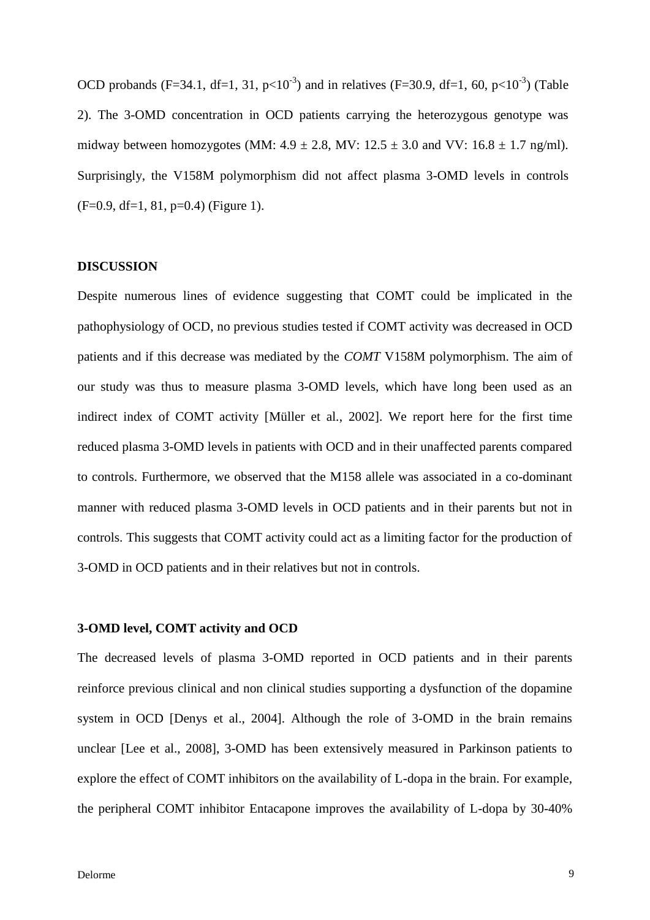OCD probands ($F=34.1$, $df=1, 31$, $p<10^{-3}$) and in relatives ($F=30.9$, $df=1, 60$, $p<10^{-3}$) (Table 2). The 3-OMD concentration in OCD patients carrying the heterozygous genotype was midway between homozygotes (MM: $4.9 \pm 2.8$, MV: $12.5 \pm 3.0$ and VV: $16.8 \pm 1.7$ ng/ml). Surprisingly, the V158M polymorphism did not affect plasma 3-OMD levels in controls ($F=0.9$, $df=1, 81$, $p=0.4$) (Figure 1).

## DISCUSSION

Despite numerous lines of evidence suggesting that COMT could be implicated in the pathophysiology of OCD, no previous studies tested if COMT activity was decreased in OCD patients and if this decrease was mediated by the *COMT* V158M polymorphism. The aim of our study was thus to measure plasma 3-OMD levels, which have long been used as an indirect index of COMT activity [Müller et al., 2002]. We report here for the first time reduced plasma 3-OMD levels in patients with OCD and in their unaffected parents compared to controls. Furthermore, we observed that the M158 allele was associated in a co-dominant manner with reduced plasma 3-OMD levels in OCD patients and in their parents but not in controls. This suggests that COMT activity could act as a limiting factor for the production of 3-OMD in OCD patients and in their relatives but not in controls.

### 3-OMD level, COMT activity and OCD

The decreased levels of plasma 3-OMD reported in OCD patients and in their parents reinforce previous clinical and non clinical studies supporting a dysfunction of the dopamine system in OCD [Denys et al., 2004]. Although the role of 3-OMD in the brain remains unclear [Lee et al., 2008], 3-OMD has been extensively measured in Parkinson patients to explore the effect of COMT inhibitors on the availability of L-dopa in the brain. For example, the peripheral COMT inhibitor Entacapone improves the availability of L-dopa by 30-40%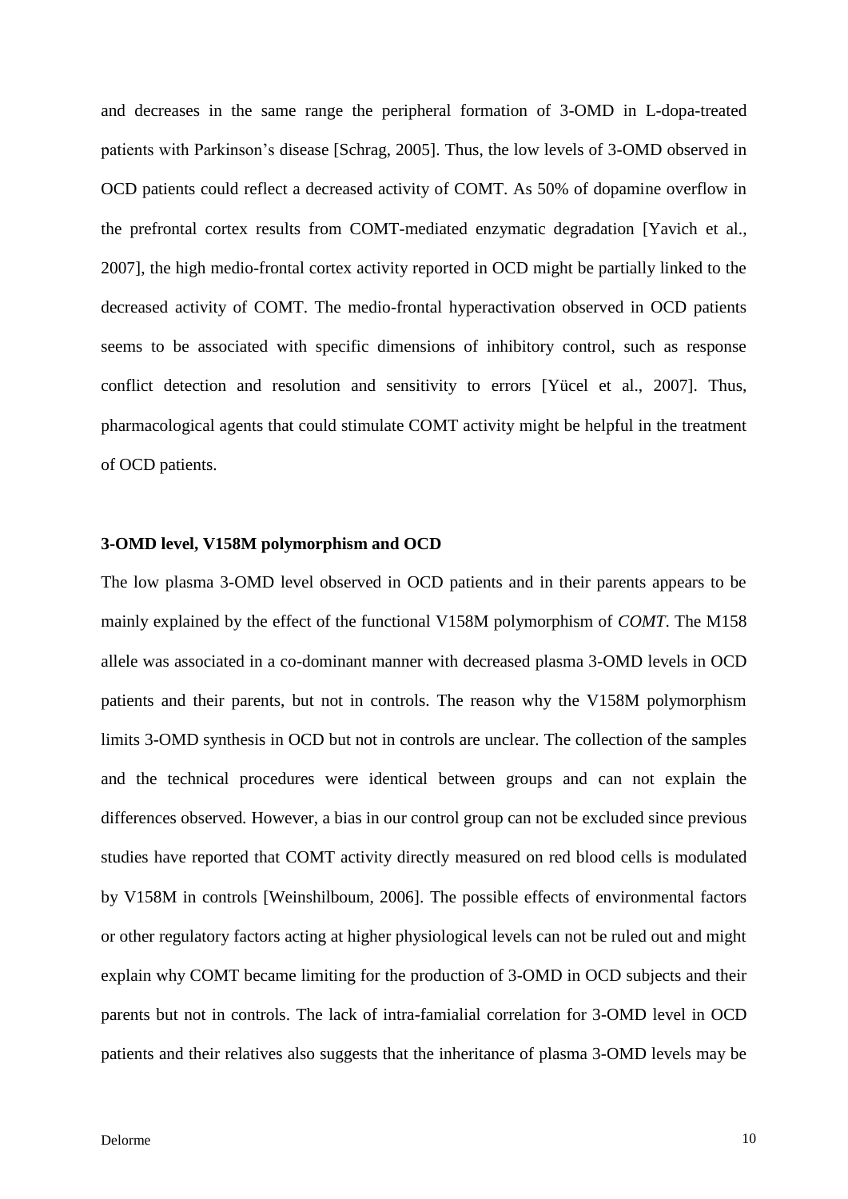and decreases in the same range the peripheral formation of 3-OMD in L-dopa-treated patients with Parkinson's disease [Schrag, 2005]. Thus, the low levels of 3-OMD observed in OCD patients could reflect a decreased activity of COMT. As 50% of dopamine overflow in the prefrontal cortex results from COMT-mediated enzymatic degradation [Yavich et al., 2007], the high medio-frontal cortex activity reported in OCD might be partially linked to the decreased activity of COMT. The medio-frontal hyperactivation observed in OCD patients seems to be associated with specific dimensions of inhibitory control, such as response conflict detection and resolution and sensitivity to errors [Yücel et al., 2007]. Thus, pharmacological agents that could stimulate COMT activity might be helpful in the treatment of OCD patients.

**3-OMD level, V158M polymorphism and OCD**

The low plasma 3-OMD level observed in OCD patients and in their parents appears to be mainly explained by the effect of the functional V158M polymorphism of *COMT*. The M158 allele was associated in a co-dominant manner with decreased plasma 3-OMD levels in OCD patients and their parents, but not in controls. The reason why the V158M polymorphism limits 3-OMD synthesis in OCD but not in controls are unclear. The collection of the samples and the technical procedures were identical between groups and can not explain the differences observed. However, a bias in our control group can not be excluded since previous studies have reported that COMT activity directly measured on red blood cells is modulated by V158M in controls [Weinshilboum, 2006]. The possible effects of environmental factors or other regulatory factors acting at higher physiological levels can not be ruled out and might explain why COMT became limiting for the production of 3-OMD in OCD subjects and their parents but not in controls. The lack of intra-famialial correlation for 3-OMD level in OCD patients and their relatives also suggests that the inheritance of plasma 3-OMD levels may be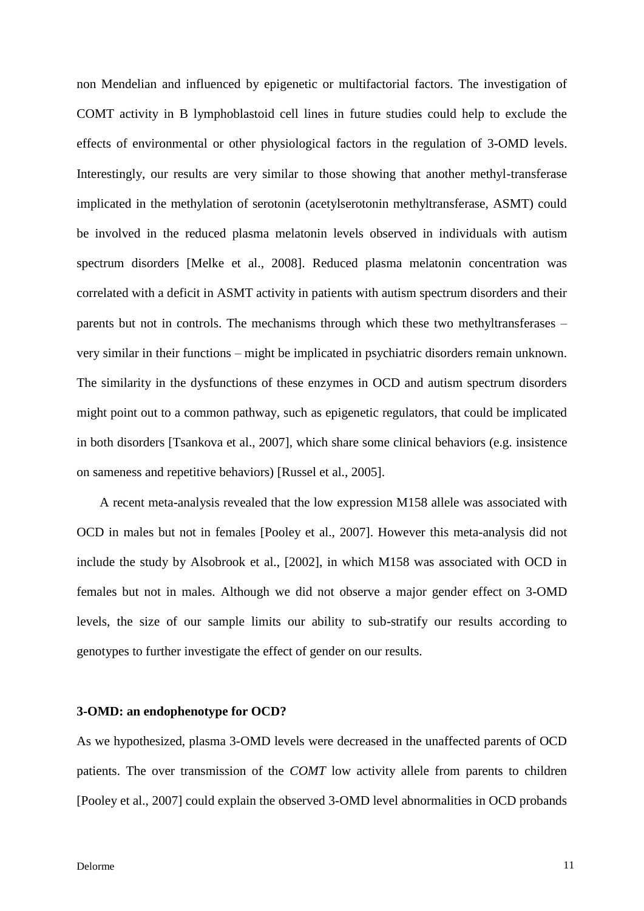non Mendelian and influenced by epigenetic or multifactorial factors. The investigation of COMT activity in B lymphoblastoid cell lines in future studies could help to exclude the effects of environmental or other physiological factors in the regulation of 3-OMD levels. Interestingly, our results are very similar to those showing that another methyl-transferase implicated in the methylation of serotonin (acetylserotonin methyltransferase, ASMT) could be involved in the reduced plasma melatonin levels observed in individuals with autism spectrum disorders [Melke et al., 2008]. Reduced plasma melatonin concentration was correlated with a deficit in ASMT activity in patients with autism spectrum disorders and their parents but not in controls. The mechanisms through which these two methyltransferases – very similar in their functions – might be implicated in psychiatric disorders remain unknown. The similarity in the dysfunctions of these enzymes in OCD and autism spectrum disorders might point out to a common pathway, such as epigenetic regulators, that could be implicated in both disorders [Tsankova et al., 2007], which share some clinical behaviors (e.g. insistence on sameness and repetitive behaviors) [Russel et al., 2005].

A recent meta-analysis revealed that the low expression M158 allele was associated with OCD in males but not in females [Pooley et al., 2007]. However this meta-analysis did not include the study by Alsobrook et al., [2002], in which M158 was associated with OCD in females but not in males. Although we did not observe a major gender effect on 3-OMD levels, the size of our sample limits our ability to sub-stratify our results according to genotypes to further investigate the effect of gender on our results.

**3-OMD: an endophenotype for OCD?**

As we hypothesized, plasma 3-OMD levels were decreased in the unaffected parents of OCD patients. The over transmission of the *COMT* low activity allele from parents to children [Pooley et al., 2007] could explain the observed 3-OMD level abnormalities in OCD probands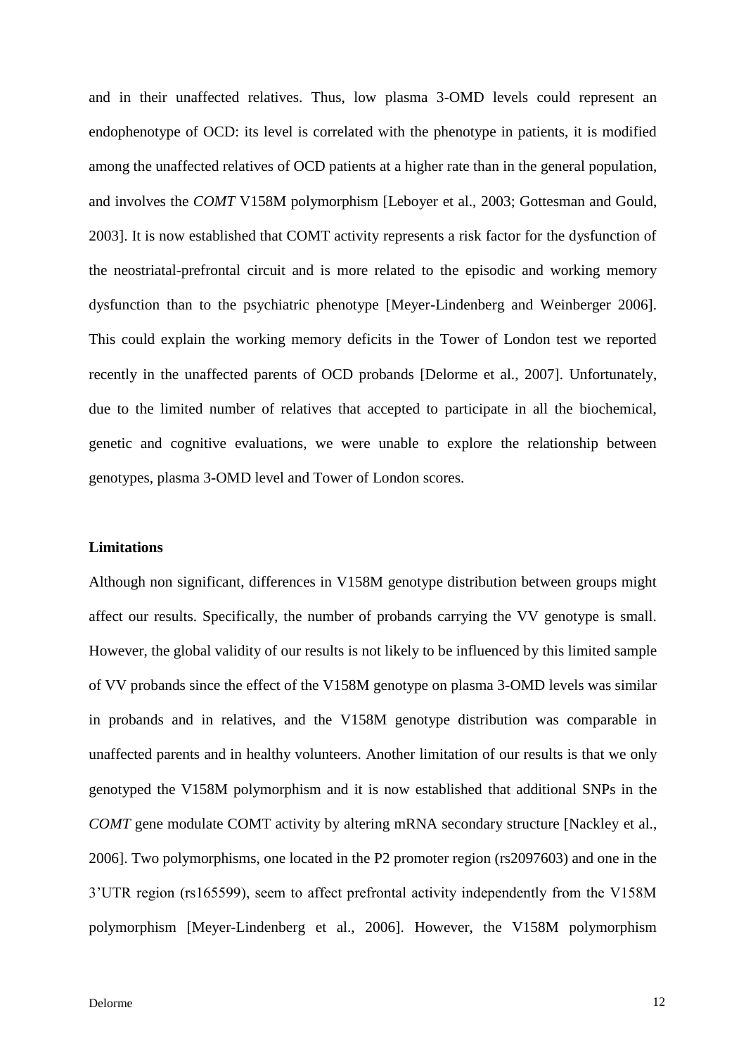and in their unaffected relatives. Thus, low plasma 3-OMD levels could represent an endophenotype of OCD: its level is correlated with the phenotype in patients, it is modified among the unaffected relatives of OCD patients at a higher rate than in the general population, and involves the *COMT* V158M polymorphism [Leboyer et al., 2003; Gottesman and Gould, 2003]. It is now established that COMT activity represents a risk factor for the dysfunction of the neostriatal-prefrontal circuit and is more related to the episodic and working memory dysfunction than to the psychiatric phenotype [Meyer-Lindenberg and Weinberger 2006]. This could explain the working memory deficits in the Tower of London test we reported recently in the unaffected parents of OCD probands [Delorme et al., 2007]. Unfortunately, due to the limited number of relatives that accepted to participate in all the biochemical, genetic and cognitive evaluations, we were unable to explore the relationship between genotypes, plasma 3-OMD level and Tower of London scores.

**Limitations**

Although non significant, differences in V158M genotype distribution between groups might affect our results. Specifically, the number of probands carrying the VV genotype is small. However, the global validity of our results is not likely to be influenced by this limited sample of VV probands since the effect of the V158M genotype on plasma 3-OMD levels was similar in probands and in relatives, and the V158M genotype distribution was comparable in unaffected parents and in healthy volunteers. Another limitation of our results is that we only genotyped the V158M polymorphism and it is now established that additional SNPs in the *COMT* gene modulate COMT activity by altering mRNA secondary structure [Nackley et al., 2006]. Two polymorphisms, one located in the P2 promoter region (rs2097603) and one in the 3'UTR region (rs165599), seem to affect prefrontal activity independently from the V158M polymorphism [Meyer-Lindenberg et al., 2006]. However, the V158M polymorphism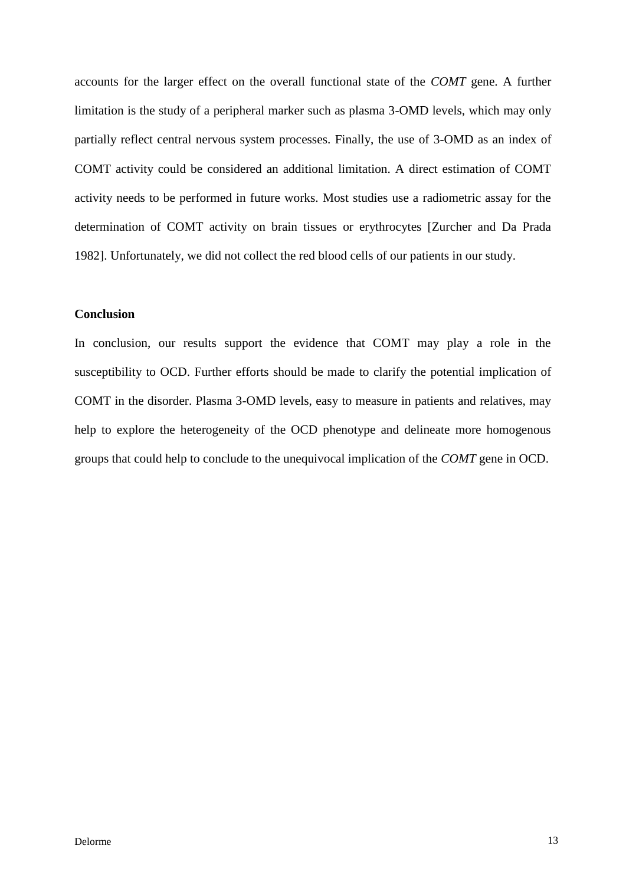accounts for the larger effect on the overall functional state of the *COMT* gene. A further limitation is the study of a peripheral marker such as plasma 3-OMD levels, which may only partially reflect central nervous system processes. Finally, the use of 3-OMD as an index of COMT activity could be considered an additional limitation. A direct estimation of COMT activity needs to be performed in future works. Most studies use a radiometric assay for the determination of COMT activity on brain tissues or erythrocytes [Zurcher and Da Prada 1982]. Unfortunately, we did not collect the red blood cells of our patients in our study.

**Conclusion**

In conclusion, our results support the evidence that COMT may play a role in the susceptibility to OCD. Further efforts should be made to clarify the potential implication of COMT in the disorder. Plasma 3-OMD levels, easy to measure in patients and relatives, may help to explore the heterogeneity of the OCD phenotype and delineate more homogenous groups that could help to conclude to the unequivocal implication of the *COMT* gene in OCD.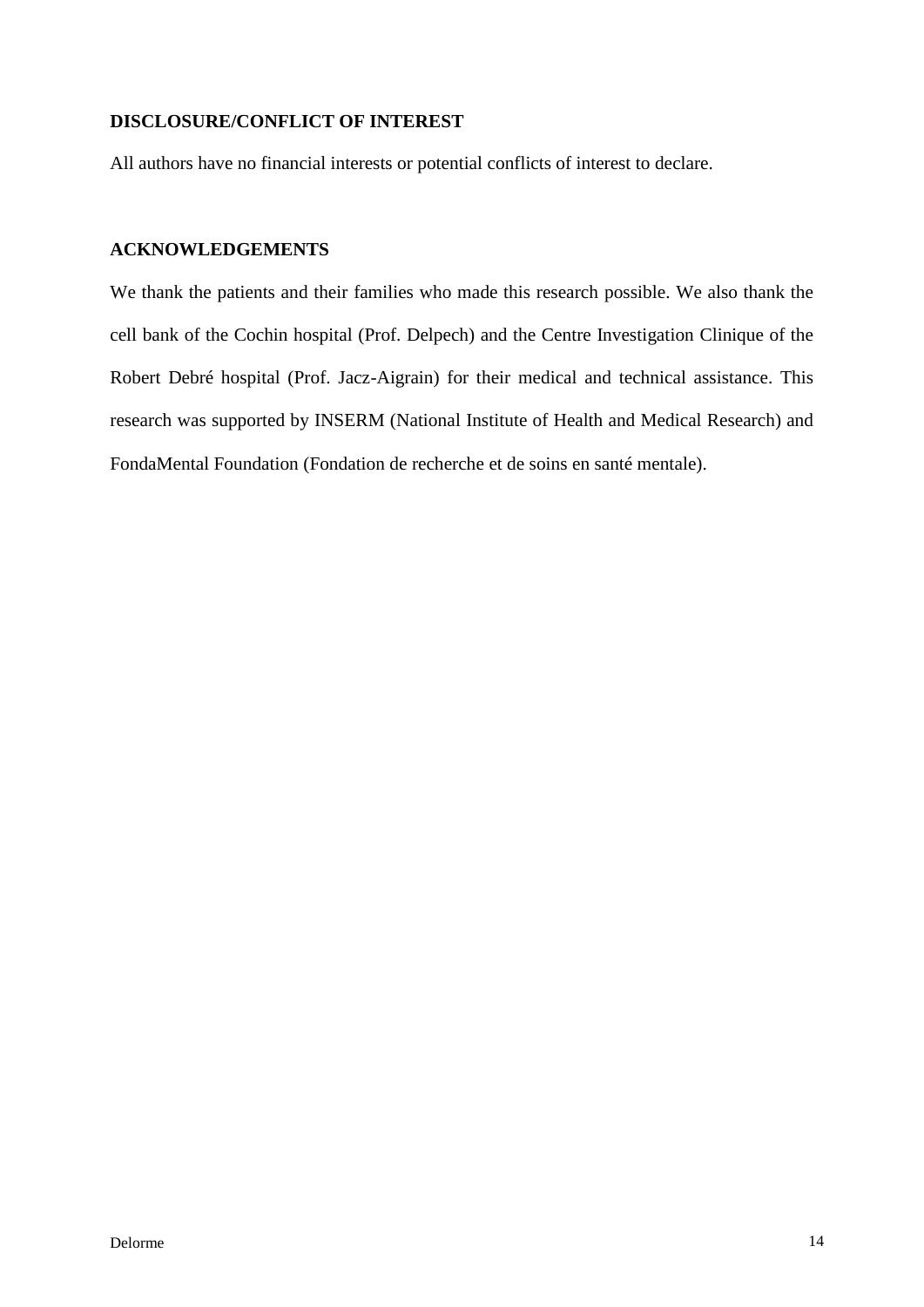## DISCLOSURE/CONFLICT OF INTEREST

All authors have no financial interests or potential conflicts of interest to declare.

## ACKNOWLEDGEMENTS

We thank the patients and their families who made this research possible. We also thank the cell bank of the Cochin hospital (Prof. Delpech) and the Centre Investigation Clinique of the Robert Debré hospital (Prof. Jacz-Aigrain) for their medical and technical assistance. This research was supported by INSERM (National Institute of Health and Medical Research) and FondaMental Foundation (Fondation de recherche et de soins en santé mentale).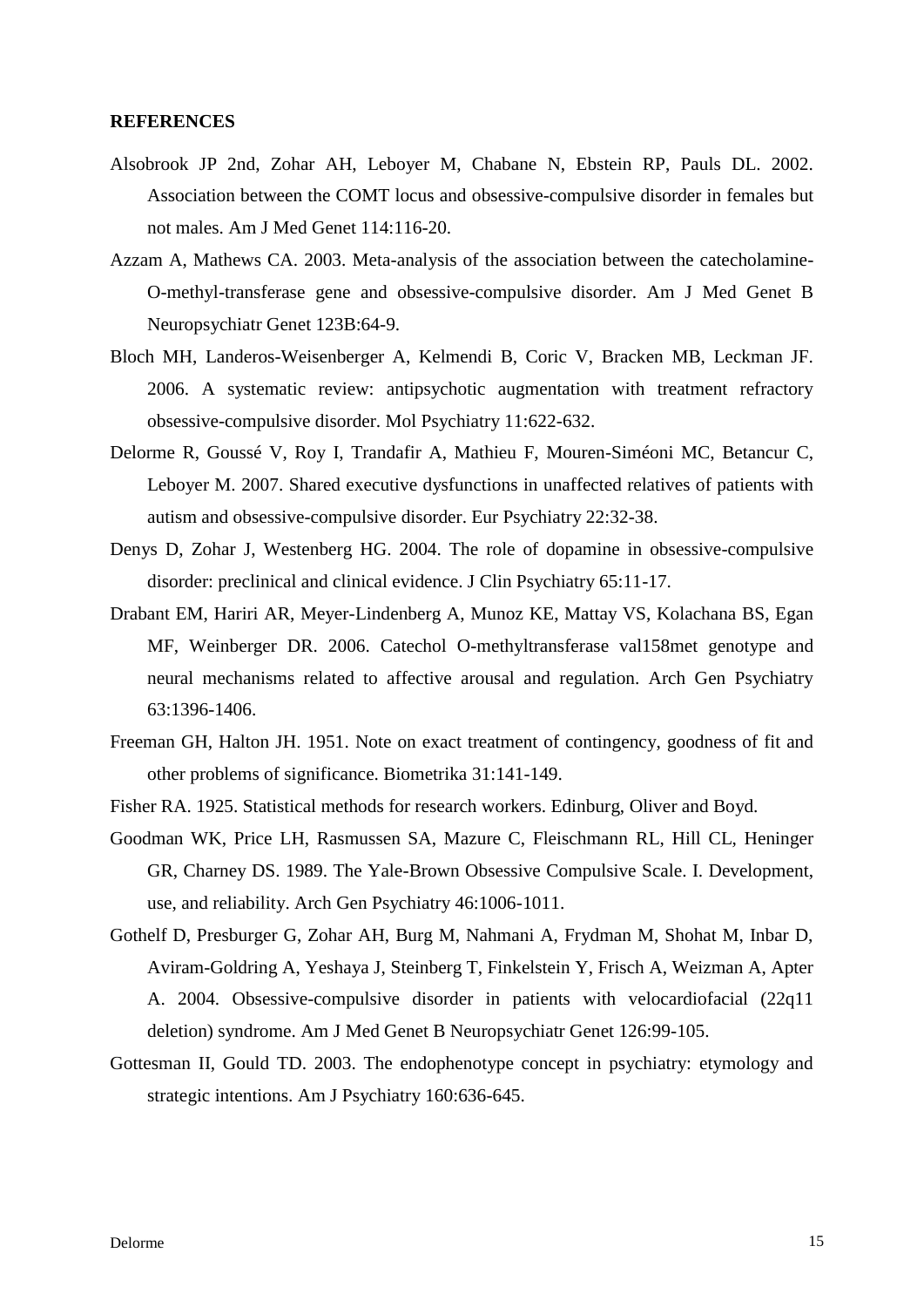## REFERENCES

Alsobrook JP 2nd, Zohar AH, Leboyer M, Chabane N, Ebstein RP, Pauls DL. 2002. Association between the COMT locus and obsessive-compulsive disorder in females but not males. Am J Med Genet 114:116-20.

Azzam A, Mathews CA. 2003. Meta-analysis of the association between the catecholamine-O-methyl-transferase gene and obsessive-compulsive disorder. Am J Med Genet B Neuropsychiatr Genet 123B:64-9.

Bloch MH, Landeros-Weisenberger A, Kelmendi B, Coric V, Bracken MB, Leckman JF. 2006. A systematic review: antipsychotic augmentation with treatment refractory obsessive-compulsive disorder. Mol Psychiatry 11:622-632.

Delorme R, Goussé V, Roy I, Trandafir A, Mathieu F, Mouren-Siméoni MC, Betancur C, Leboyer M. 2007. Shared executive dysfunctions in unaffected relatives of patients with autism and obsessive-compulsive disorder. Eur Psychiatry 22:32-38.

Denys D, Zohar J, Westenberg HG. 2004. The role of dopamine in obsessive-compulsive disorder: preclinical and clinical evidence. J Clin Psychiatry 65:11-17.

Drabant EM, Hariri AR, Meyer-Lindenberg A, Munoz KE, Mattay VS, Kolachana BS, Egan MF, Weinberger DR. 2006. Catechol O-methyltransferase val158met genotype and neural mechanisms related to affective arousal and regulation. Arch Gen Psychiatry 63:1396-1406.

Freeman GH, Halton JH. 1951. Note on exact treatment of contingency, goodness of fit and other problems of significance. Biometrika 31:141-149.

Fisher RA. 1925. Statistical methods for research workers. Edinburg, Oliver and Boyd.

Goodman WK, Price LH, Rasmussen SA, Mazure C, Fleischmann RL, Hill CL, Heninger GR, Charney DS. 1989. The Yale-Brown Obsessive Compulsive Scale. I. Development, use, and reliability. Arch Gen Psychiatry 46:1006-1011.

Gothelf D, Presburger G, Zohar AH, Burg M, Nahmani A, Frydman M, Shohat M, Inbar D, Aviram-Goldring A, Yeshaya J, Steinberg T, Finkelstein Y, Frisch A, Weizman A, Apter A. 2004. Obsessive-compulsive disorder in patients with velocardiofacial (22q11 deletion) syndrome. Am J Med Genet B Neuropsychiatr Genet 126:99-105.

Gottesman II, Gould TD. 2003. The endophenotype concept in psychiatry: etymology and strategic intentions. Am J Psychiatry 160:636-645.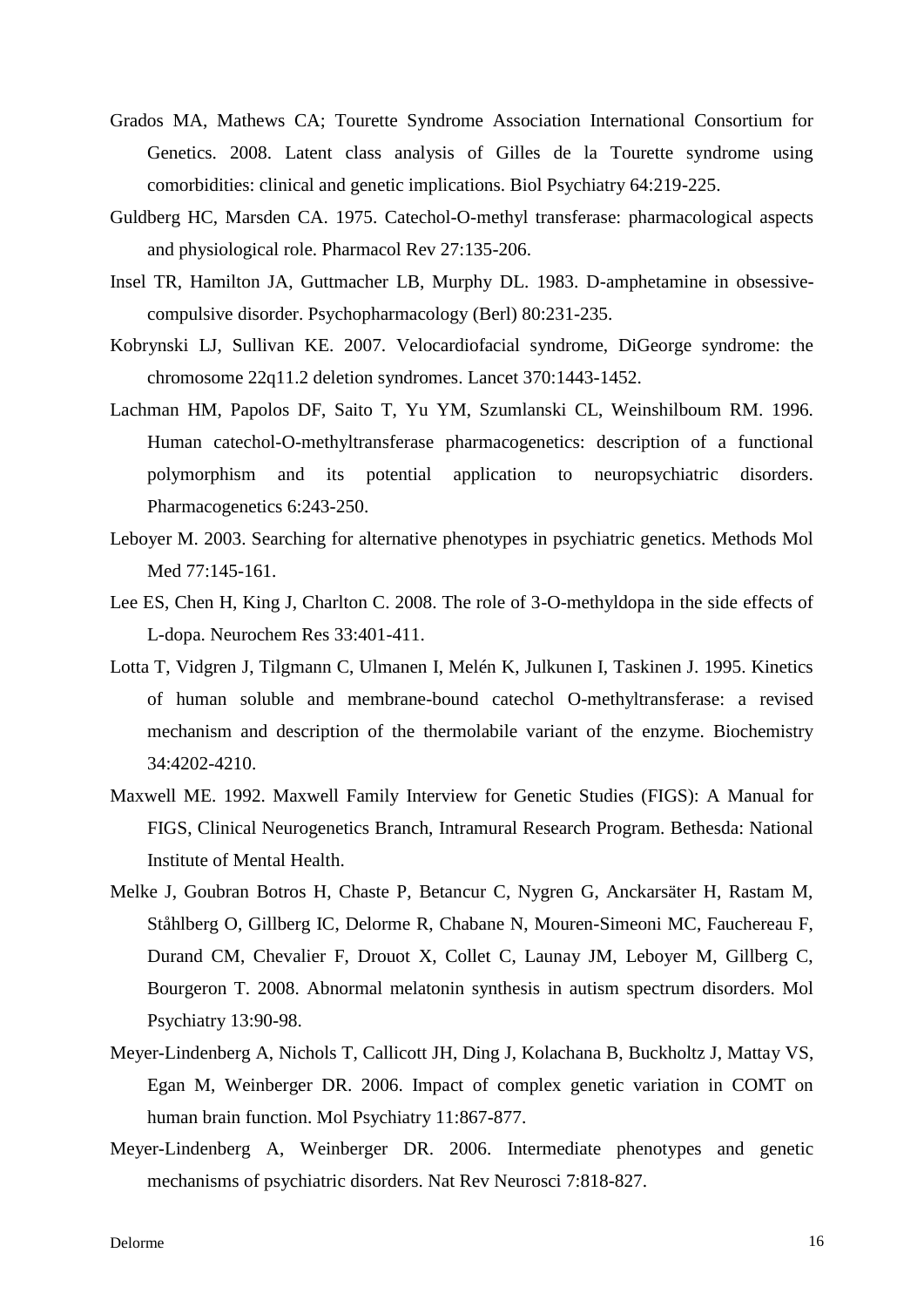Grados MA, Mathews CA; Tourette Syndrome Association International Consortium for Genetics. 2008. Latent class analysis of Gilles de la Tourette syndrome using comorbidities: clinical and genetic implications. Biol Psychiatry 64:219-225.

Guldberg HC, Marsden CA. 1975. Catechol-O-methyl transferase: pharmacological aspects and physiological role. Pharmacol Rev 27:135-206.

Insel TR, Hamilton JA, Guttmacher LB, Murphy DL. 1983. D-amphetamine in obsessive-compulsive disorder. Psychopharmacology (Berl) 80:231-235.

Kobrynski LJ, Sullivan KE. 2007. Velocardiofacial syndrome, DiGeorge syndrome: the chromosome 22q11.2 deletion syndromes. Lancet 370:1443-1452.

Lachman HM, Papolos DF, Saito T, Yu YM, Szumlanski CL, Weinshilboum RM. 1996. Human catechol-O-methyltransferase pharmacogenetics: description of a functional polymorphism and its potential application to neuropsychiatric disorders. Pharmacogenetics 6:243-250.

Leboyer M. 2003. Searching for alternative phenotypes in psychiatric genetics. Methods Mol Med 77:145-161.

Lee ES, Chen H, King J, Charlton C. 2008. The role of 3-O-methyldopa in the side effects of L-dopa. Neurochem Res 33:401-411.

Lotta T, Vidgren J, Tilgmann C, Ulmanen I, Melén K, Julkunen I, Taskinen J. 1995. Kinetics of human soluble and membrane-bound catechol O-methyltransferase: a revised mechanism and description of the thermolabile variant of the enzyme. Biochemistry 34:4202-4210.

Maxwell ME. 1992. Maxwell Family Interview for Genetic Studies (FIGS): A Manual for FIGS, Clinical Neurogenetics Branch, Intramural Research Program. Bethesda: National Institute of Mental Health.

Melke J, Goubran Botros H, Chaste P, Betancur C, Nygren G, Anckarsäter H, Rastam M, Ståhlberg O, Gillberg IC, Delorme R, Chabane N, Mouren-Simeoni MC, Fauchereau F, Durand CM, Chevalier F, Drouot X, Collet C, Launay JM, Leboyer M, Gillberg C, Bourgeron T. 2008. Abnormal melatonin synthesis in autism spectrum disorders. Mol Psychiatry 13:90-98.

Meyer-Lindenberg A, Nichols T, Callicott JH, Ding J, Kolachana B, Buckholtz J, Mattay VS, Egan M, Weinberger DR. 2006. Impact of complex genetic variation in COMT on human brain function. Mol Psychiatry 11:867-877.

Meyer-Lindenberg A, Weinberger DR. 2006. Intermediate phenotypes and genetic mechanisms of psychiatric disorders. Nat Rev Neurosci 7:818-827.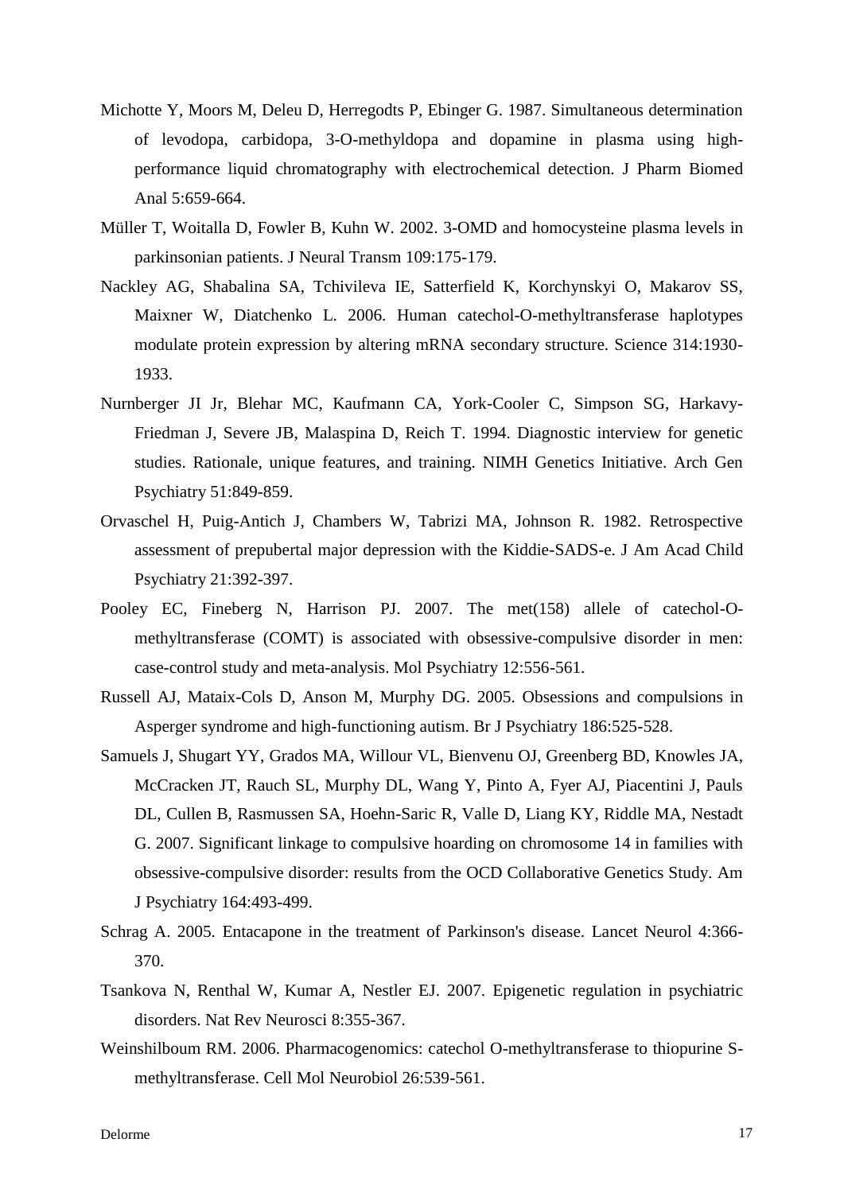Michotte Y, Moors M, Deleu D, Herregodts P, Ebinger G. 1987. Simultaneous determination of levodopa, carbidopa, 3-O-methyldopa and dopamine in plasma using high-performance liquid chromatography with electrochemical detection. J Pharm Biomed Anal 5:659-664.

Müller T, Woitalla D, Fowler B, Kuhn W. 2002. 3-OMD and homocysteine plasma levels in parkinsonian patients. J Neural Transm 109:175-179.

Nackley AG, Shabalina SA, Tchivileva IE, Satterfield K, Korchynskyi O, Makarov SS, Maixner W, Diatchenko L. 2006. Human catechol-O-methyltransferase haplotypes modulate protein expression by altering mRNA secondary structure. Science 314:1930-1933.

Nurnberger JI Jr, Blehar MC, Kaufmann CA, York-Cooler C, Simpson SG, Harkavy-Friedman J, Severe JB, Malaspina D, Reich T. 1994. Diagnostic interview for genetic studies. Rationale, unique features, and training. NIMH Genetics Initiative. Arch Gen Psychiatry 51:849-859.

Orvaschel H, Puig-Antich J, Chambers W, Tabrizi MA, Johnson R. 1982. Retrospective assessment of prepubertal major depression with the Kiddie-SADS-e. J Am Acad Child Psychiatry 21:392-397.

Pooley EC, Fineberg N, Harrison PJ. 2007. The met(158) allele of catechol-O-methyltransferase (COMT) is associated with obsessive-compulsive disorder in men: case-control study and meta-analysis. Mol Psychiatry 12:556-561.

Russell AJ, Mataix-Cols D, Anson M, Murphy DG. 2005. Obsessions and compulsions in Asperger syndrome and high-functioning autism. Br J Psychiatry 186:525-528.

Samuels J, Shugart YY, Grados MA, Willour VL, Bienvenu OJ, Greenberg BD, Knowles JA, McCracken JT, Rauch SL, Murphy DL, Wang Y, Pinto A, Fyer AJ, Piacentini J, Pauls DL, Cullen B, Rasmussen SA, Hoehn-Saric R, Valle D, Liang KY, Riddle MA, Nestadt G. 2007. Significant linkage to compulsive hoarding on chromosome 14 in families with obsessive-compulsive disorder: results from the OCD Collaborative Genetics Study. Am J Psychiatry 164:493-499.

Schrag A. 2005. Entacapone in the treatment of Parkinson's disease. Lancet Neurol 4:366-370.

Tsankova N, Renthal W, Kumar A, Nestler EJ. 2007. Epigenetic regulation in psychiatric disorders. Nat Rev Neurosci 8:355-367.

Weinshilboum RM. 2006. Pharmacogenomics: catechol O-methyltransferase to thiopurine S-methyltransferase. Cell Mol Neurobiol 26:539-561.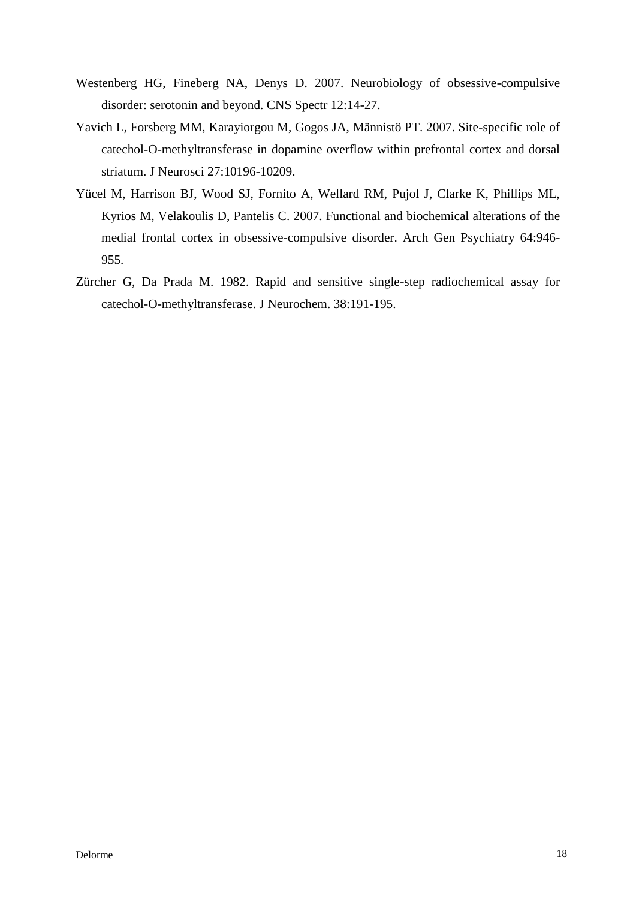Westenberg HG, Fineberg NA, Denys D. 2007. Neurobiology of obsessive-compulsive disorder: serotonin and beyond. CNS Spectr 12:14-27.

Yavich L, Forsberg MM, Karayiorgou M, Gogos JA, Männistö PT. 2007. Site-specific role of catechol-O-methyltransferase in dopamine overflow within prefrontal cortex and dorsal striatum. J Neurosci 27:10196-10209.

Yücel M, Harrison BJ, Wood SJ, Fornito A, Wellard RM, Pujol J, Clarke K, Phillips ML, Kyrios M, Velakoulis D, Pantelis C. 2007. Functional and biochemical alterations of the medial frontal cortex in obsessive-compulsive disorder. Arch Gen Psychiatry 64:946-955.

Zürcher G, Da Prada M. 1982. Rapid and sensitive single-step radiochemical assay for catechol-O-methyltransferase. J Neurochem. 38:191-195.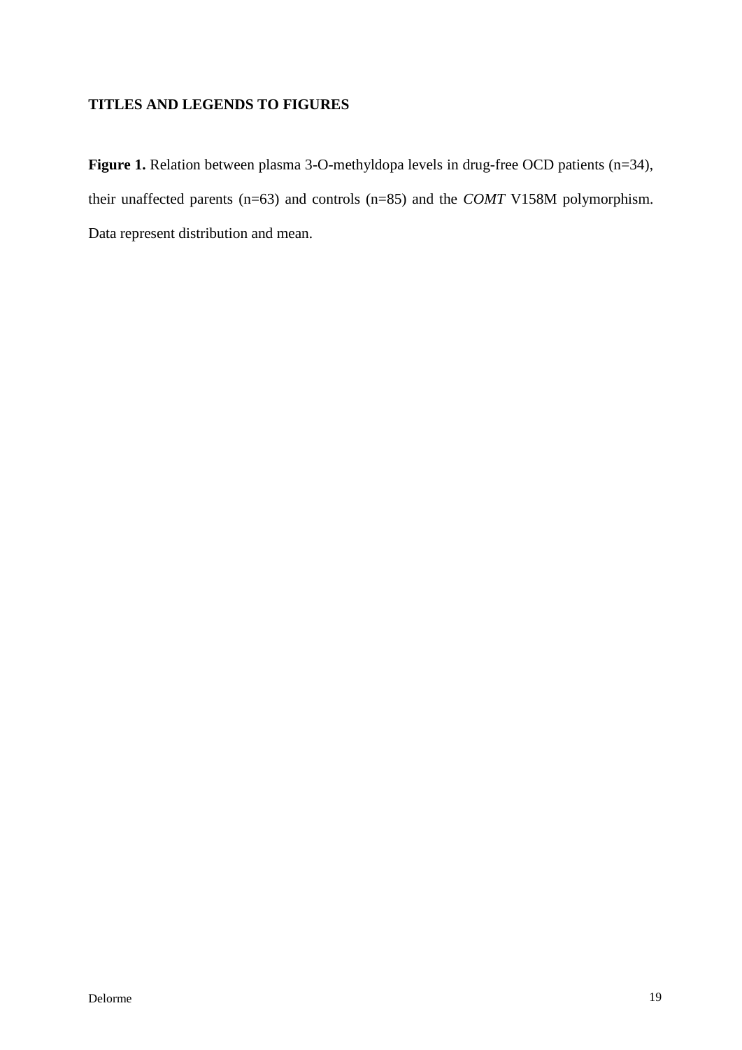**TITLES AND LEGENDS TO FIGURES**

**Figure 1.** Relation between plasma 3-O-methyldopa levels in drug-free OCD patients (n=34), their unaffected parents (n=63) and controls (n=85) and the *COMT* V158M polymorphism. Data represent distribution and mean.